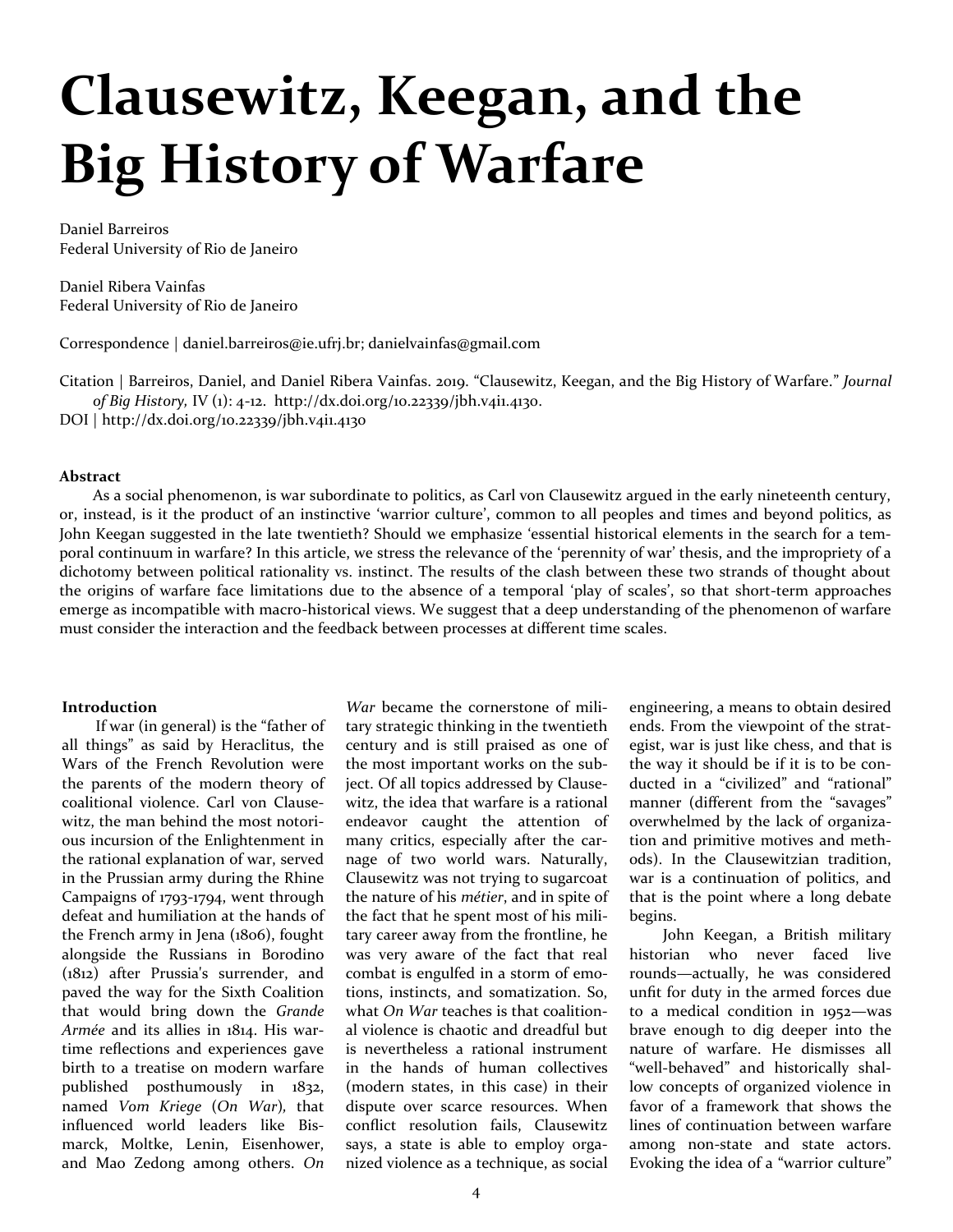# Clausewitz, Keegan, and the Big History of Warfare

Daniel Barreiros
Federal University of Rio de Janeiro

Daniel Ribera Vainfas
Federal University of Rio de Janeiro

Correspondence | daniel.barreiros@ie.ufrj.br; danielvainfas@gmail.com

Citation | Barreiros, Daniel, and Daniel Ribera Vainfas. 2019. "Clausewitz, Keegan, and the Big History of Warfare." *Journal of Big History,* IV (1): 4-12. http://dx.doi.org/10.22339/jbh.v4i1.4130.
DOI | http://dx.doi.org/10.22339/jbh.v4i1.4130

### Abstract

As a social phenomenon, is war subordinate to politics, as Carl von Clausewitz argued in the early nineteenth century, or, instead, is it the product of an instinctive 'warrior culture', common to all peoples and times and beyond politics, as John Keegan suggested in the late twentieth? Should we emphasize 'essential historical elements in the search for a temporal continuum in warfare? In this article, we stress the relevance of the 'perennity of war' thesis, and the impropriety of a dichotomy between political rationality vs. instinct. The results of the clash between these two strands of thought about the origins of warfare face limitations due to the absence of a temporal 'play of scales', so that short-term approaches emerge as incompatible with macro-historical views. We suggest that a deep understanding of the phenomenon of warfare must consider the interaction and the feedback between processes at different time scales.

### Introduction

If war (in general) is the "father of all things" as said by Heraclitus, the Wars of the French Revolution were the parents of the modern theory of coalitional violence. Carl von Clausewitz, the man behind the most notorious incursion of the Enlightenment in the rational explanation of war, served in the Prussian army during the Rhine Campaigns of 1793-1794, went through defeat and humiliation at the hands of the French army in Jena (1806), fought alongside the Russians in Borodino (1812) after Prussia's surrender, and paved the way for the Sixth Coalition that would bring down the *Grande Armée* and its allies in 1814. His wartime reflections and experiences gave birth to a treatise on modern warfare published posthumously in 1832, named *Vom Kriege* (*On War*), that influenced world leaders like Bismarck, Moltke, Lenin, Eisenhower, and Mao Zedong among others. *On War* became the cornerstone of military strategic thinking in the twentieth century and is still praised as one of the most important works on the subject. Of all topics addressed by Clausewitz, the idea that warfare is a rational endeavor caught the attention of many critics, especially after the carnage of two world wars. Naturally, Clausewitz was not trying to sugarcoat the nature of his *métier*, and in spite of the fact that he spent most of his military career away from the frontline, he was very aware of the fact that real combat is engulfed in a storm of emotions, instincts, and somatization. So, what *On War* teaches is that coalitional violence is chaotic and dreadful but is nevertheless a rational instrument in the hands of human collectives (modern states, in this case) in their dispute over scarce resources. When conflict resolution fails, Clausewitz says, a state is able to employ organized violence as a technique, as social engineering, a means to obtain desired ends. From the viewpoint of the strategist, war is just like chess, and that is the way it should be if it is to be conducted in a "civilized" and "rational" manner (different from the "savages" overwhelmed by the lack of organization and primitive motives and methods). In the Clausewitzian tradition, war is a continuation of politics, and that is the point where a long debate begins.

John Keegan, a British military historian who never faced live rounds—actually, he was considered unfit for duty in the armed forces due to a medical condition in 1952—was brave enough to dig deeper into the nature of warfare. He dismisses all "well-behaved" and historically shallow concepts of organized violence in favor of a framework that shows the lines of continuation between warfare among non-state and state actors. Evoking the idea of a "warrior culture"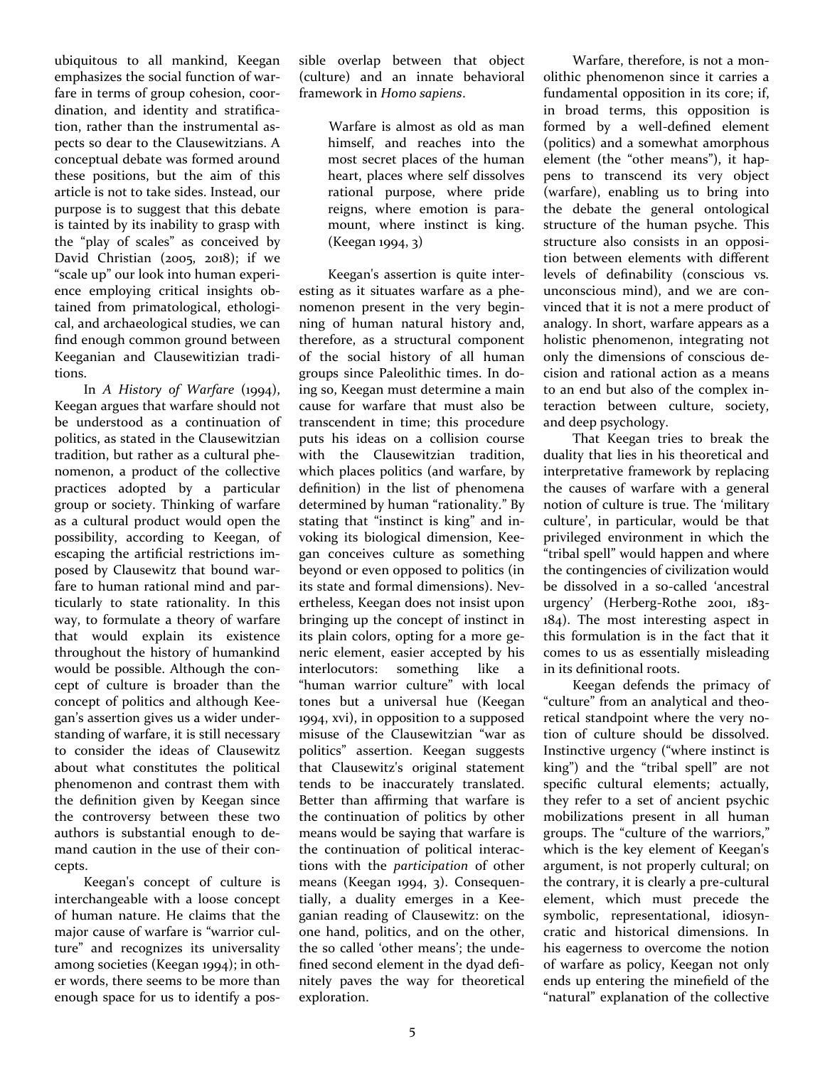ubiquitous to all mankind, Keegan emphasizes the social function of warfare in terms of group cohesion, coordination, and identity and stratification, rather than the instrumental aspects so dear to the Clausewitzians. A conceptual debate was formed around these positions, but the aim of this article is not to take sides. Instead, our purpose is to suggest that this debate is tainted by its inability to grasp with the "play of scales" as conceived by David Christian (2005, 2018); if we "scale up" our look into human experience employing critical insights obtained from primatological, ethological, and archaeological studies, we can find enough common ground between Keeganian and Clausewitizian traditions.

In *A History of Warfare* (1994), Keegan argues that warfare should not be understood as a continuation of politics, as stated in the Clausewitzian tradition, but rather as a cultural phenomenon, a product of the collective practices adopted by a particular group or society. Thinking of warfare as a cultural product would open the possibility, according to Keegan, of escaping the artificial restrictions imposed by Clausewitz that bound warfare to human rational mind and particularly to state rationality. In this way, to formulate a theory of warfare that would explain its existence throughout the history of humankind would be possible. Although the concept of culture is broader than the concept of politics and although Keegan's assertion gives us a wider understanding of warfare, it is still necessary to consider the ideas of Clausewitz about what constitutes the political phenomenon and contrast them with the definition given by Keegan since the controversy between these two authors is substantial enough to demand caution in the use of their concepts.

Keegan's concept of culture is interchangeable with a loose concept of human nature. He claims that the major cause of warfare is "warrior culture" and recognizes its universality among societies (Keegan 1994); in other words, there seems to be more than enough space for us to identify a possible overlap between that object (culture) and an innate behavioral framework in *Homo sapiens*.

> Warfare is almost as old as man himself, and reaches into the most secret places of the human heart, places where self dissolves rational purpose, where pride reigns, where emotion is paramount, where instinct is king. (Keegan 1994, 3)

Keegan's assertion is quite interesting as it situates warfare as a phenomenon present in the very beginning of human natural history and, therefore, as a structural component of the social history of all human groups since Paleolithic times. In doing so, Keegan must determine a main cause for warfare that must also be transcendent in time; this procedure puts his ideas on a collision course with the Clausewitzian tradition, which places politics (and warfare, by definition) in the list of phenomena determined by human "rationality." By stating that "instinct is king" and invoking its biological dimension, Keegan conceives culture as something beyond or even opposed to politics (in its state and formal dimensions). Nevertheless, Keegan does not insist upon bringing up the concept of instinct in its plain colors, opting for a more generic element, easier accepted by his interlocutors: something like a "human warrior culture" with local tones but a universal hue (Keegan 1994, xvi), in opposition to a supposed misuse of the Clausewitzian "war as politics" assertion. Keegan suggests that Clausewitz's original statement tends to be inaccurately translated. Better than affirming that warfare is the continuation of politics by other means would be saying that warfare is the continuation of political interactions with the *participation* of other means (Keegan 1994, 3). Consequentially, a duality emerges in a Keeganian reading of Clausewitz: on the one hand, politics, and on the other, the so called 'other means'; the undefined second element in the dyad definitely paves the way for theoretical exploration.

Warfare, therefore, is not a monolithic phenomenon since it carries a fundamental opposition in its core; if, in broad terms, this opposition is formed by a well-defined element (politics) and a somewhat amorphous element (the "other means"), it happens to transcend its very object (warfare), enabling us to bring into the debate the general ontological structure of the human psyche. This structure also consists in an opposition between elements with different levels of definability (conscious vs. unconscious mind), and we are convinced that it is not a mere product of analogy. In short, warfare appears as a holistic phenomenon, integrating not only the dimensions of conscious decision and rational action as a means to an end but also of the complex interaction between culture, society, and deep psychology.

That Keegan tries to break the duality that lies in his theoretical and interpretative framework by replacing the causes of warfare with a general notion of culture is true. The 'military culture', in particular, would be that privileged environment in which the "tribal spell" would happen and where the contingencies of civilization would be dissolved in a so-called 'ancestral urgency' (Herberg-Rothe 2001, 183-184). The most interesting aspect in this formulation is in the fact that it comes to us as essentially misleading in its definitional roots.

Keegan defends the primacy of "culture" from an analytical and theoretical standpoint where the very notion of culture should be dissolved. Instinctive urgency ("where instinct is king") and the "tribal spell" are not specific cultural elements; actually, they refer to a set of ancient psychic mobilizations present in all human groups. The "culture of the warriors," which is the key element of Keegan's argument, is not properly cultural; on the contrary, it is clearly a pre-cultural element, which must precede the symbolic, representational, idiosyncratic and historical dimensions. In his eagerness to overcome the notion of warfare as policy, Keegan not only ends up entering the minefield of the "natural" explanation of the collective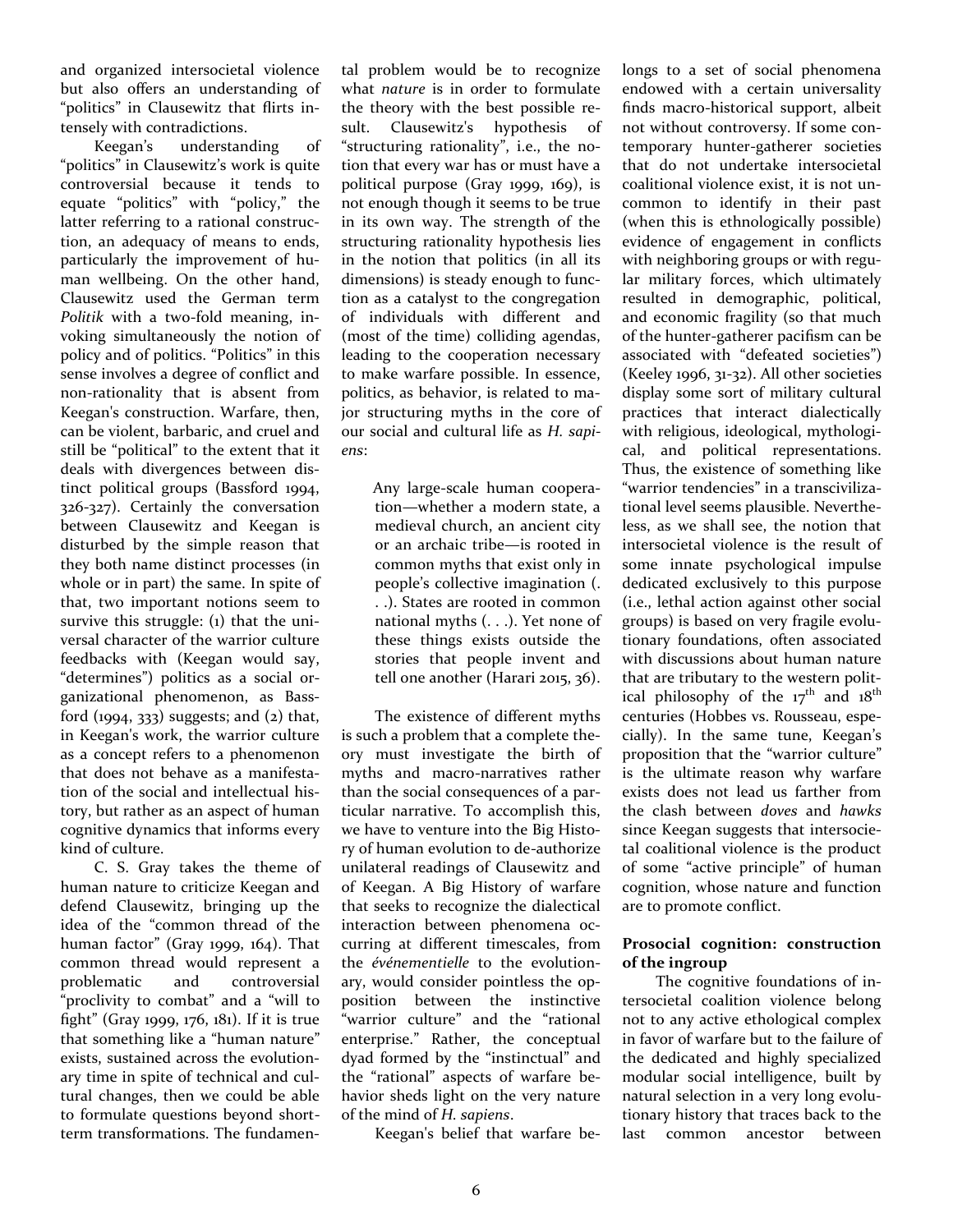and organized intersocietal violence but also offers an understanding of "politics" in Clausewitz that flirts intensely with contradictions.

Keegan's understanding of "politics" in Clausewitz's work is quite controversial because it tends to equate "politics" with "policy," the latter referring to a rational construction, an adequacy of means to ends, particularly the improvement of human wellbeing. On the other hand, Clausewitz used the German term *Politik* with a two-fold meaning, invoking simultaneously the notion of policy and of politics. "Politics" in this sense involves a degree of conflict and non-rationality that is absent from Keegan's construction. Warfare, then, can be violent, barbaric, and cruel and still be "political" to the extent that it deals with divergences between distinct political groups (Bassford 1994, 326-327). Certainly the conversation between Clausewitz and Keegan is disturbed by the simple reason that they both name distinct processes (in whole or in part) the same. In spite of that, two important notions seem to survive this struggle: (1) that the universal character of the warrior culture feedbacks with (Keegan would say, "determines") politics as a social organizational phenomenon, as Bassford (1994, 333) suggests; and (2) that, in Keegan's work, the warrior culture as a concept refers to a phenomenon that does not behave as a manifestation of the social and intellectual history, but rather as an aspect of human cognitive dynamics that informs every kind of culture.

C. S. Gray takes the theme of human nature to criticize Keegan and defend Clausewitz, bringing up the idea of the "common thread of the human factor" (Gray 1999, 164). That common thread would represent a problematic and controversial "proclivity to combat" and a "will to fight" (Gray 1999, 176, 181). If it is true that something like a "human nature" exists, sustained across the evolutionary time in spite of technical and cultural changes, then we could be able to formulate questions beyond short-term transformations. The fundamental problem would be to recognize what *nature* is in order to formulate the theory with the best possible result. Clausewitz's hypothesis of "structuring rationality", i.e., the notion that every war has or must have a political purpose (Gray 1999, 169), is not enough though it seems to be true in its own way. The strength of the structuring rationality hypothesis lies in the notion that politics (in all its dimensions) is steady enough to function as a catalyst to the congregation of individuals with different and (most of the time) colliding agendas, leading to the cooperation necessary to make warfare possible. In essence, politics, as behavior, is related to major structuring myths in the core of our social and cultural life as *H. sapiens*:

> Any large-scale human cooperation—whether a modern state, a medieval church, an ancient city or an archaic tribe—is rooted in common myths that exist only in people's collective imagination (. . .). States are rooted in common national myths (. . .). Yet none of these things exists outside the stories that people invent and tell one another (Harari 2015, 36).

The existence of different myths is such a problem that a complete theory must investigate the birth of myths and macro-narratives rather than the social consequences of a particular narrative. To accomplish this, we have to venture into the Big History of human evolution to de-authorize unilateral readings of Clausewitz and of Keegan. A Big History of warfare that seeks to recognize the dialectical interaction between phenomena occurring at different timescales, from the *événementielle* to the evolutionary, would consider pointless the opposition between the instinctive "warrior culture" and the "rational enterprise." Rather, the conceptual dyad formed by the "instinctual" and the "rational" aspects of warfare behavior sheds light on the very nature of the mind of *H. sapiens*.

Keegan's belief that warfare belongs to a set of social phenomena endowed with a certain universality finds macro-historical support, albeit not without controversy. If some contemporary hunter-gatherer societies that do not undertake intersocietal coalitional violence exist, it is not uncommon to identify in their past (when this is ethnologically possible) evidence of engagement in conflicts with neighboring groups or with regular military forces, which ultimately resulted in demographic, political, and economic fragility (so that much of the hunter-gatherer pacifism can be associated with "defeated societies") (Keeley 1996, 31-32). All other societies display some sort of military cultural practices that interact dialectically with religious, ideological, mythological, and political representations. Thus, the existence of something like "warrior tendencies" in a transcivilizational level seems plausible. Nevertheless, as we shall see, the notion that intersocietal violence is the result of some innate psychological impulse dedicated exclusively to this purpose (i.e., lethal action against other social groups) is based on very fragile evolutionary foundations, often associated with discussions about human nature that are tributary to the western political philosophy of the 17th and 18th centuries (Hobbes vs. Rousseau, especially). In the same tune, Keegan's proposition that the "warrior culture" is the ultimate reason why warfare exists does not lead us farther from the clash between *doves* and *hawks* since Keegan suggests that intersocietal coalitional violence is the product of some "active principle" of human cognition, whose nature and function are to promote conflict.

**Prosocial cognition: construction of the ingroup**

The cognitive foundations of intersocietal coalition violence belong not to any active ethological complex in favor of warfare but to the failure of the dedicated and highly specialized modular social intelligence, built by natural selection in a very long evolutionary history that traces back to the last common ancestor between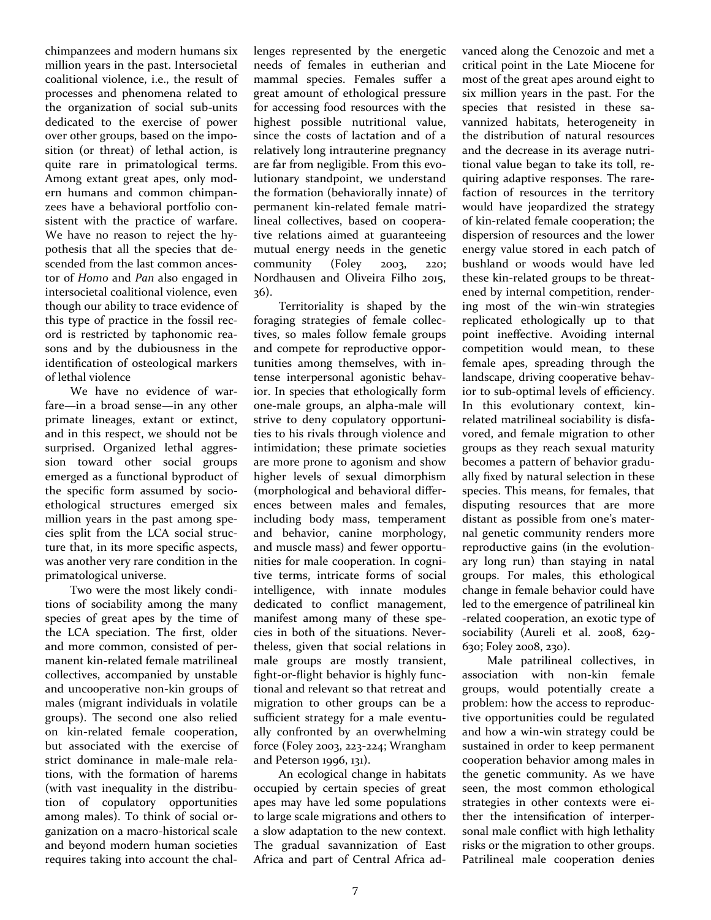chimpanzees and modern humans six million years in the past. Intersocietal coalitional violence, i.e., the result of processes and phenomena related to the organization of social sub-units dedicated to the exercise of power over other groups, based on the imposition (or threat) of lethal action, is quite rare in primatological terms. Among extant great apes, only modern humans and common chimpanzees have a behavioral portfolio consistent with the practice of warfare. We have no reason to reject the hypothesis that all the species that descended from the last common ancestor of *Homo* and *Pan* also engaged in intersocietal coalitional violence, even though our ability to trace evidence of this type of practice in the fossil record is restricted by taphonomic reasons and by the dubiousness in the identification of osteological markers of lethal violence

We have no evidence of warfare—in a broad sense—in any other primate lineages, extant or extinct, and in this respect, we should not be surprised. Organized lethal aggression toward other social groups emerged as a functional byproduct of the specific form assumed by socio-ethological structures emerged six million years in the past among species split from the LCA social structure that, in its more specific aspects, was another very rare condition in the primatological universe.

Two were the most likely conditions of sociability among the many species of great apes by the time of the LCA speciation. The first, older and more common, consisted of permanent kin-related female matrilineal collectives, accompanied by unstable and uncooperative non-kin groups of males (migrant individuals in volatile groups). The second one also relied on kin-related female cooperation, but associated with the exercise of strict dominance in male-male relations, with the formation of harems (with vast inequality in the distribution of copulatory opportunities among males). To think of social organization on a macro-historical scale and beyond modern human societies requires taking into account the challenges represented by the energetic needs of females in eutherian and mammal species. Females suffer a great amount of ethological pressure for accessing food resources with the highest possible nutritional value, since the costs of lactation and of a relatively long intrauterine pregnancy are far from negligible. From this evolutionary standpoint, we understand the formation (behaviorally innate) of permanent kin-related female matrilineal collectives, based on cooperative relations aimed at guaranteeing mutual energy needs in the genetic community (Foley 2003, 220; Nordhausen and Oliveira Filho 2015, 36).

Territoriality is shaped by the foraging strategies of female collectives, so males follow female groups and compete for reproductive opportunities among themselves, with intense interpersonal agonistic behavior. In species that ethologically form one-male groups, an alpha-male will strive to deny copulatory opportunities to his rivals through violence and intimidation; these primate societies are more prone to agonism and show higher levels of sexual dimorphism (morphological and behavioral differences between males and females, including body mass, temperament and behavior, canine morphology, and muscle mass) and fewer opportunities for male cooperation. In cognitive terms, intricate forms of social intelligence, with innate modules dedicated to conflict management, manifest among many of these species in both of the situations. Nevertheless, given that social relations in male groups are mostly transient, fight-or-flight behavior is highly functional and relevant so that retreat and migration to other groups can be a sufficient strategy for a male eventually confronted by an overwhelming force (Foley 2003, 223-224; Wrangham and Peterson 1996, 131).

An ecological change in habitats occupied by certain species of great apes may have led some populations to large scale migrations and others to a slow adaptation to the new context. The gradual savannization of East Africa and part of Central Africa advanced along the Cenozoic and met a critical point in the Late Miocene for most of the great apes around eight to six million years in the past. For the species that resisted in these savannized habitats, heterogeneity in the distribution of natural resources and the decrease in its average nutritional value began to take its toll, requiring adaptive responses. The rarefaction of resources in the territory would have jeopardized the strategy of kin-related female cooperation; the dispersion of resources and the lower energy value stored in each patch of bushland or woods would have led these kin-related groups to be threatened by internal competition, rendering most of the win-win strategies replicated ethologically up to that point ineffective. Avoiding internal competition would mean, to these female apes, spreading through the landscape, driving cooperative behavior to sub-optimal levels of efficiency. In this evolutionary context, kin-related matrilineal sociability is disfavored, and female migration to other groups as they reach sexual maturity becomes a pattern of behavior gradually fixed by natural selection in these species. This means, for females, that disputing resources that are more distant as possible from one's maternal genetic community renders more reproductive gains (in the evolutionary long run) than staying in natal groups. For males, this ethological change in female behavior could have led to the emergence of patrilineal kin-related cooperation, an exotic type of sociability (Aureli et al. 2008, 629-630; Foley 2008, 230).

Male patrilineal collectives, in association with non-kin female groups, would potentially create a problem: how the access to reproductive opportunities could be regulated and how a win-win strategy could be sustained in order to keep permanent cooperation behavior among males in the genetic community. As we have seen, the most common ethological strategies in other contexts were either the intensification of interpersonal male conflict with high lethality risks or the migration to other groups. Patrilineal male cooperation denies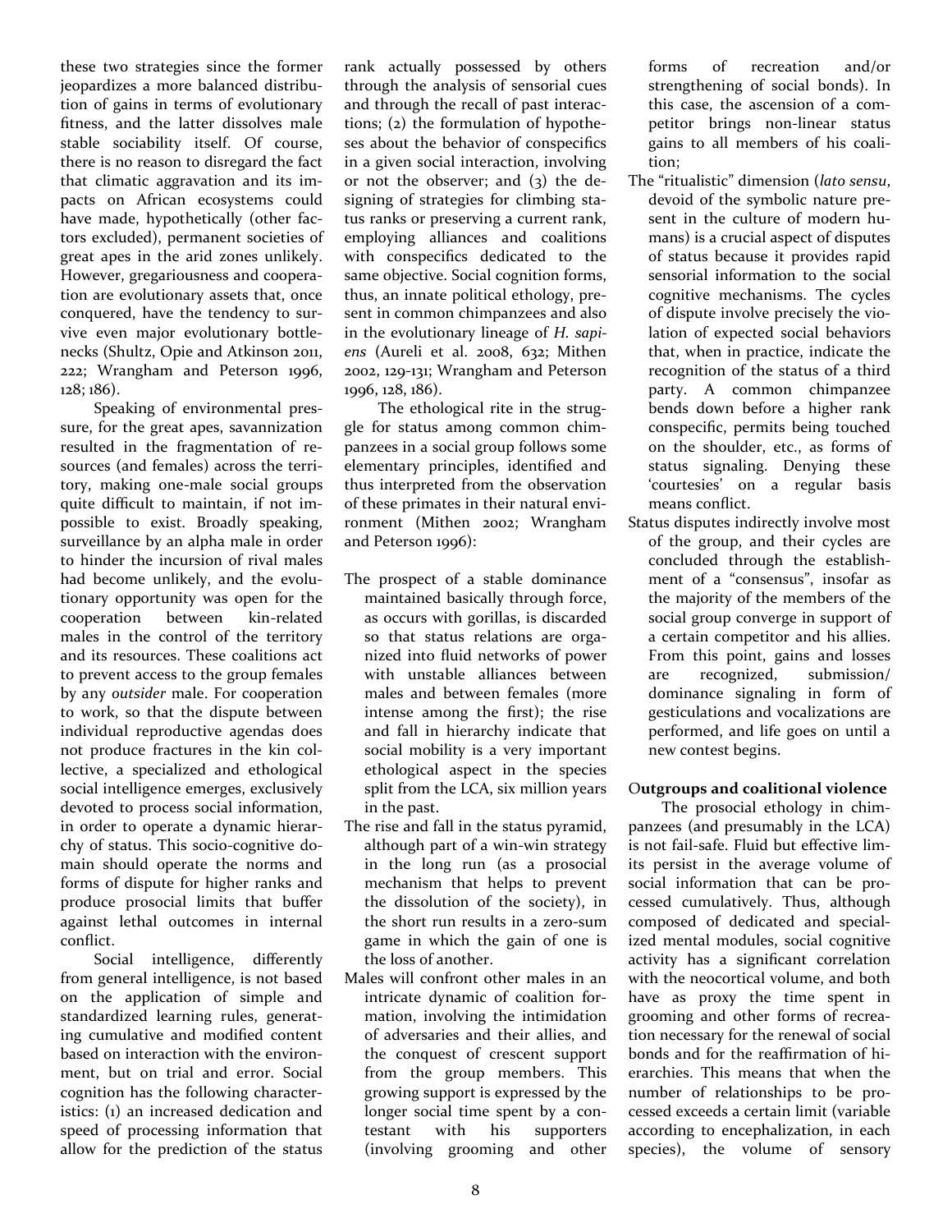these two strategies since the former jeopardizes a more balanced distribution of gains in terms of evolutionary fitness, and the latter dissolves male stable sociability itself. Of course, there is no reason to disregard the fact that climatic aggravation and its impacts on African ecosystems could have made, hypothetically (other factors excluded), permanent societies of great apes in the arid zones unlikely. However, gregariousness and cooperation are evolutionary assets that, once conquered, have the tendency to survive even major evolutionary bottlenecks (Shultz, Opie and Atkinson 2011, 222; Wrangham and Peterson 1996, 128; 186).

Speaking of environmental pressure, for the great apes, savannization resulted in the fragmentation of resources (and females) across the territory, making one-male social groups quite difficult to maintain, if not impossible to exist. Broadly speaking, surveillance by an alpha male in order to hinder the incursion of rival males had become unlikely, and the evolutionary opportunity was open for the cooperation between kin-related males in the control of the territory and its resources. These coalitions act to prevent access to the group females by any *outsider* male. For cooperation to work, so that the dispute between individual reproductive agendas does not produce fractures in the kin collective, a specialized and ethological social intelligence emerges, exclusively devoted to process social information, in order to operate a dynamic hierarchy of status. This socio-cognitive domain should operate the norms and forms of dispute for higher ranks and produce prosocial limits that buffer against lethal outcomes in internal conflict.

Social intelligence, differently from general intelligence, is not based on the application of simple and standardized learning rules, generating cumulative and modified content based on interaction with the environment, but on trial and error. Social cognition has the following characteristics: (1) an increased dedication and speed of processing information that allow for the prediction of the status rank actually possessed by others through the analysis of sensorial cues and through the recall of past interactions; (2) the formulation of hypotheses about the behavior of conspecifics in a given social interaction, involving or not the observer; and (3) the designing of strategies for climbing status ranks or preserving a current rank, employing alliances and coalitions with conspecifics dedicated to the same objective. Social cognition forms, thus, an innate political ethology, present in common chimpanzees and also in the evolutionary lineage of *H. sapiens* (Aureli et al. 2008, 632; Mithen 2002, 129-131; Wrangham and Peterson 1996, 128, 186).

The ethological rite in the struggle for status among common chimpanzees in a social group follows some elementary principles, identified and thus interpreted from the observation of these primates in their natural environment (Mithen 2002; Wrangham and Peterson 1996):

- The prospect of a stable dominance maintained basically through force, as occurs with gorillas, is discarded so that status relations are organized into fluid networks of power with unstable alliances between males and between females (more intense among the first); the rise and fall in hierarchy indicate that social mobility is a very important ethological aspect in the species split from the LCA, six million years in the past.
- The rise and fall in the status pyramid, although part of a win-win strategy in the long run (as a prosocial mechanism that helps to prevent the dissolution of the society), in the short run results in a zero-sum game in which the gain of one is the loss of another.
- Males will confront other males in an intricate dynamic of coalition formation, involving the intimidation of adversaries and their allies, and the conquest of crescent support from the group members. This growing support is expressed by the longer social time spent by a contestant with his supporters (involving grooming and other forms of recreation and/or strengthening of social bonds). In this case, the ascension of a competitor brings non-linear status gains to all members of his coalition;
- The "ritualistic" dimension (*lato sensu*, devoid of the symbolic nature present in the culture of modern humans) is a crucial aspect of disputes of status because it provides rapid sensorial information to the social cognitive mechanisms. The cycles of dispute involve precisely the violation of expected social behaviors that, when in practice, indicate the recognition of the status of a third party. A common chimpanzee bends down before a higher rank conspecific, permits being touched on the shoulder, etc., as forms of status signaling. Denying these 'courtesies' on a regular basis means conflict.
- Status disputes indirectly involve most of the group, and their cycles are concluded through the establishment of a "consensus", insofar as the majority of the members of the social group converge in support of a certain competitor and his allies. From this point, gains and losses are recognized, submission/dominance signaling in form of gesticulations and vocalizations are performed, and life goes on until a new contest begins.

### Outgroups and coalitional violence

The prosocial ethology in chimpanzees (and presumably in the LCA) is not fail-safe. Fluid but effective limits persist in the average volume of social information that can be processed cumulatively. Thus, although composed of dedicated and specialized mental modules, social cognitive activity has a significant correlation with the neocortical volume, and both have as proxy the time spent in grooming and other forms of recreation necessary for the renewal of social bonds and for the reaffirmation of hierarchies. This means that when the number of relationships to be processed exceeds a certain limit (variable according to encephalization, in each species), the volume of sensory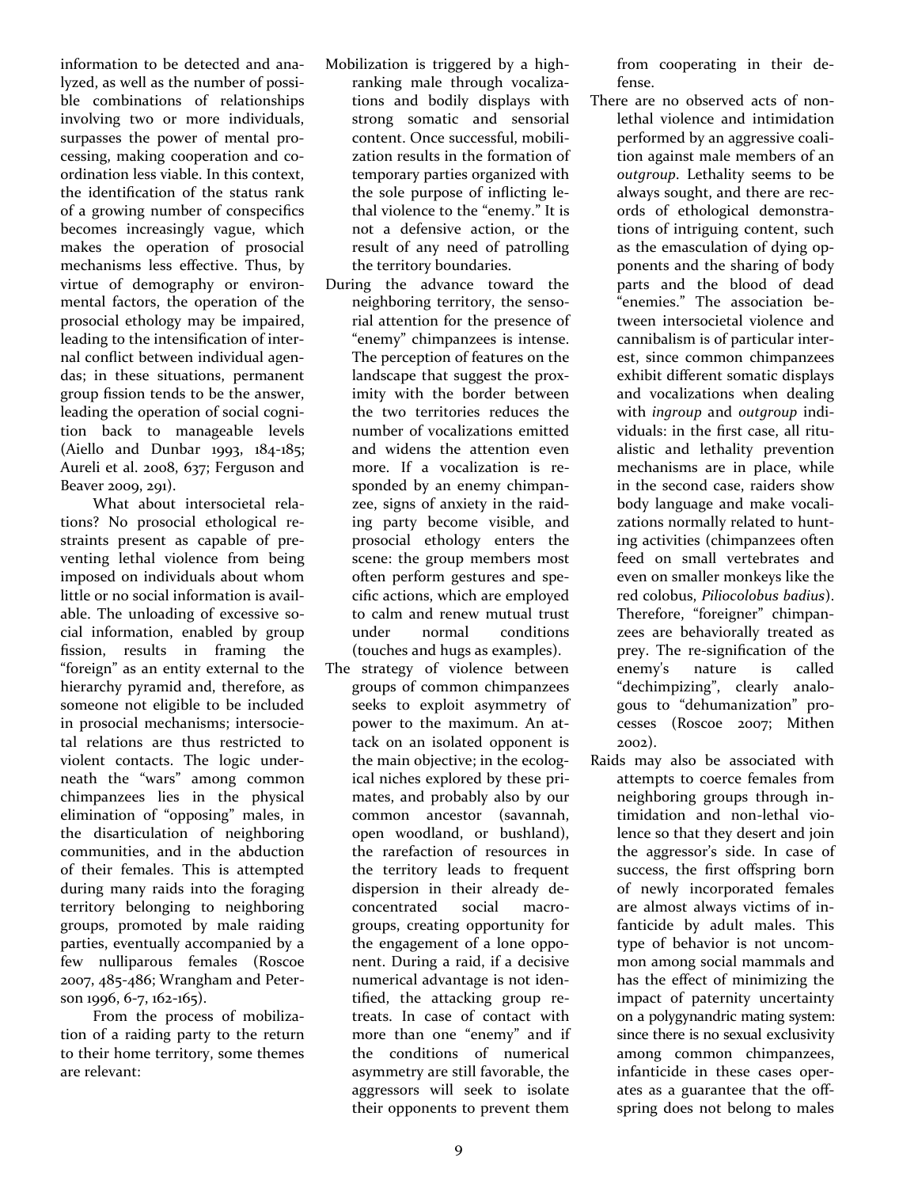information to be detected and analyzed, as well as the number of possible combinations of relationships involving two or more individuals, surpasses the power of mental processing, making cooperation and coordination less viable. In this context, the identification of the status rank of a growing number of conspecifics becomes increasingly vague, which makes the operation of prosocial mechanisms less effective. Thus, by virtue of demography or environmental factors, the operation of the prosocial ethology may be impaired, leading to the intensification of internal conflict between individual agendas; in these situations, permanent group fission tends to be the answer, leading the operation of social cognition back to manageable levels (Aiello and Dunbar 1993, 184-185; Aureli et al. 2008, 637; Ferguson and Beaver 2009, 291).

What about intersocietal relations? No prosocial ethological restraints present as capable of preventing lethal violence from being imposed on individuals about whom little or no social information is available. The unloading of excessive social information, enabled by group fission, results in framing the "foreign" as an entity external to the hierarchy pyramid and, therefore, as someone not eligible to be included in prosocial mechanisms; intersocietal relations are thus restricted to violent contacts. The logic underneath the "wars" among common chimpanzees lies in the physical elimination of "opposing" males, in the disarticulation of neighboring communities, and in the abduction of their females. This is attempted during many raids into the foraging territory belonging to neighboring groups, promoted by male raiding parties, eventually accompanied by a few nulliparous females (Roscoe 2007, 485-486; Wrangham and Peterson 1996, 6-7, 162-165).

From the process of mobilization of a raiding party to the return to their home territory, some themes are relevant:

- Mobilization is triggered by a high-ranking male through vocalizations and bodily displays with strong somatic and sensorial content. Once successful, mobilization results in the formation of temporary parties organized with the sole purpose of inflicting lethal violence to the "enemy." It is not a defensive action, or the result of any need of patrolling the territory boundaries.
- During the advance toward the neighboring territory, the sensorial attention for the presence of "enemy" chimpanzees is intense. The perception of features on the landscape that suggest the proximity with the border between the two territories reduces the number of vocalizations emitted and widens the attention even more. If a vocalization is responded by an enemy chimpanzee, signs of anxiety in the raiding party become visible, and prosocial ethology enters the scene: the group members most often perform gestures and specific actions, which are employed to calm and renew mutual trust under normal conditions (touches and hugs as examples).
- The strategy of violence between groups of common chimpanzees seeks to exploit asymmetry of power to the maximum. An attack on an isolated opponent is the main objective; in the ecological niches explored by these primates, and probably also by our common ancestor (savannah, open woodland, or bushland), the rarefaction of resources in the territory leads to frequent dispersion in their already deconcentrated social macrogroups, creating opportunity for the engagement of a lone opponent. During a raid, if a decisive numerical advantage is not identified, the attacking group retreats. In case of contact with more than one "enemy" and if the conditions of numerical asymmetry are still favorable, the aggressors will seek to isolate their opponents to prevent them from cooperating in their defense.
- There are no observed acts of non-lethal violence and intimidation performed by an aggressive coalition against male members of an *outgroup*. Lethality seems to be always sought, and there are records of ethological demonstrations of intriguing content, such as the emasculation of dying opponents and the sharing of body parts and the blood of dead "enemies." The association between intersocietal violence and cannibalism is of particular interest, since common chimpanzees exhibit different somatic displays and vocalizations when dealing with *ingroup* and *outgroup* individuals: in the first case, all ritualistic and lethality prevention mechanisms are in place, while in the second case, raiders show body language and make vocalizations normally related to hunting activities (chimpanzees often feed on small vertebrates and even on smaller monkeys like the red colobus, *Piliocolobus badius*). Therefore, "foreigner" chimpanzees are behaviorally treated as prey. The re-signification of the enemy's nature is called "dechimpizing", clearly analogous to "dehumanization" processes (Roscoe 2007; Mithen 2002).
- Raids may also be associated with attempts to coerce females from neighboring groups through intimidation and non-lethal violence so that they desert and join the aggressor's side. In case of success, the first offspring born of newly incorporated females are almost always victims of infanticide by adult males. This type of behavior is not uncommon among social mammals and has the effect of minimizing the impact of paternity uncertainty on a polygynandric mating system: since there is no sexual exclusivity among common chimpanzees, infanticide in these cases operates as a guarantee that the offspring does not belong to males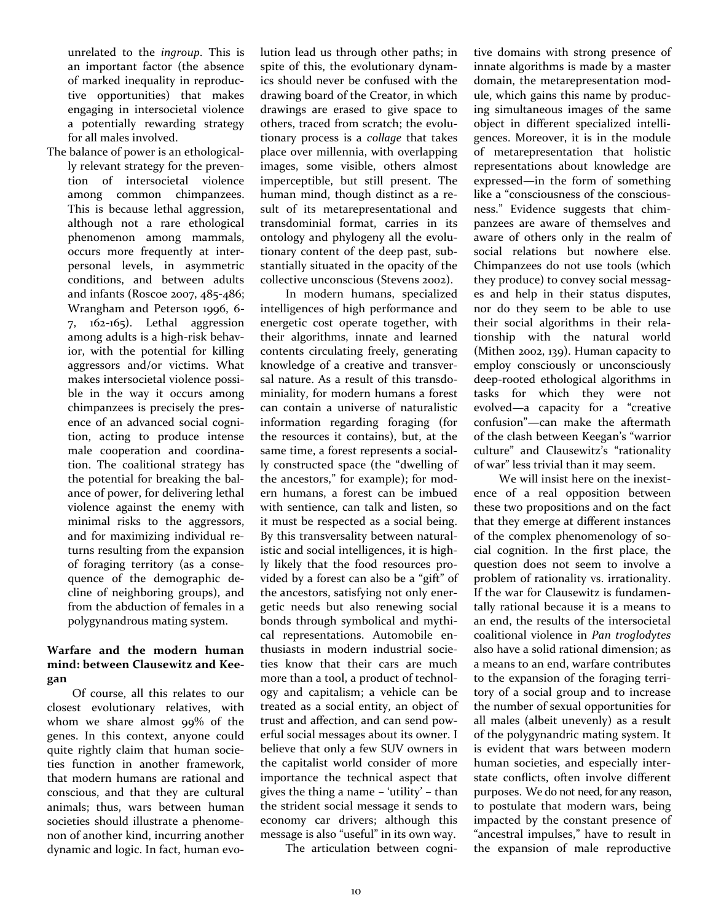unrelated to the *ingroup*. This is an important factor (the absence of marked inequality in reproductive opportunities) that makes engaging in intersocietal violence a potentially rewarding strategy for all males involved.

The balance of power is an ethologically relevant strategy for the prevention of intersocietal violence among common chimpanzees. This is because lethal aggression, although not a rare ethological phenomenon among mammals, occurs more frequently at interpersonal levels, in asymmetric conditions, and between adults and infants (Roscoe 2007, 485-486; Wrangham and Peterson 1996, 6-7, 162-165). Lethal aggression among adults is a high-risk behavior, with the potential for killing aggressors and/or victims. What makes intersocietal violence possible in the way it occurs among chimpanzees is precisely the presence of an advanced social cognition, acting to produce intense male cooperation and coordination. The coalitional strategy has the potential for breaking the balance of power, for delivering lethal violence against the enemy with minimal risks to the aggressors, and for maximizing individual returns resulting from the expansion of foraging territory (as a consequence of the demographic decline of neighboring groups), and from the abduction of females in a polygynandrous mating system.

## Warfare and the modern human mind: between Clausewitz and Keegan

Of course, all this relates to our closest evolutionary relatives, with whom we share almost 99% of the genes. In this context, anyone could quite rightly claim that human societies function in another framework, that modern humans are rational and conscious, and that they are cultural animals; thus, wars between human societies should illustrate a phenomenon of another kind, incurring another dynamic and logic. In fact, human evolution lead us through other paths; in spite of this, the evolutionary dynamics should never be confused with the drawing board of the Creator, in which drawings are erased to give space to others, traced from scratch; the evolutionary process is a *collage* that takes place over millennia, with overlapping images, some visible, others almost imperceptible, but still present. The human mind, though distinct as a result of its metarepresentational and transdominial format, carries in its ontology and phylogeny all the evolutionary content of the deep past, substantially situated in the opacity of the collective unconscious (Stevens 2002).

In modern humans, specialized intelligences of high performance and energetic cost operate together, with their algorithms, innate and learned contents circulating freely, generating knowledge of a creative and transversal nature. As a result of this transdominiality, for modern humans a forest can contain a universe of naturalistic information regarding foraging (for the resources it contains), but, at the same time, a forest represents a socially constructed space (the "dwelling of the ancestors," for example); for modern humans, a forest can be imbued with sentience, can talk and listen, so it must be respected as a social being. By this transversality between naturalistic and social intelligences, it is highly likely that the food resources provided by a forest can also be a "gift" of the ancestors, satisfying not only energetic needs but also renewing social bonds through symbolical and mythical representations. Automobile enthusiasts in modern industrial societies know that their cars are much more than a tool, a product of technology and capitalism; a vehicle can be treated as a social entity, an object of trust and affection, and can send powerful social messages about its owner. I believe that only a few SUV owners in the capitalist world consider of more importance the technical aspect that gives the thing a name – 'utility' – than the strident social message it sends to economy car drivers; although this message is also "useful" in its own way.

The articulation between cognitive domains with strong presence of innate algorithms is made by a master domain, the metarepresentation module, which gains this name by producing simultaneous images of the same object in different specialized intelligences. Moreover, it is in the module of metarepresentation that holistic representations about knowledge are expressed—in the form of something like a "consciousness of the consciousness." Evidence suggests that chimpanzees are aware of themselves and aware of others only in the realm of social relations but nowhere else. Chimpanzees do not use tools (which they produce) to convey social messages and help in their status disputes, nor do they seem to be able to use their social algorithms in their relationship with the natural world (Mithen 2002, 139). Human capacity to employ consciously or unconsciously deep-rooted ethological algorithms in tasks for which they were not evolved—a capacity for a "creative confusion"—can make the aftermath of the clash between Keegan's "warrior culture" and Clausewitz's "rationality of war" less trivial than it may seem.

We will insist here on the inexistence of a real opposition between these two propositions and on the fact that they emerge at different instances of the complex phenomenology of social cognition. In the first place, the question does not seem to involve a problem of rationality vs. irrationality. If the war for Clausewitz is fundamentally rational because it is a means to an end, the results of the intersocietal coalitional violence in *Pan troglodytes* also have a solid rational dimension; as a means to an end, warfare contributes to the expansion of the foraging territory of a social group and to increase the number of sexual opportunities for all males (albeit unevenly) as a result of the polygynandric mating system. It is evident that wars between modern human societies, and especially interstate conflicts, often involve different purposes. We do not need, for any reason, to postulate that modern wars, being impacted by the constant presence of "ancestral impulses," have to result in the expansion of male reproductive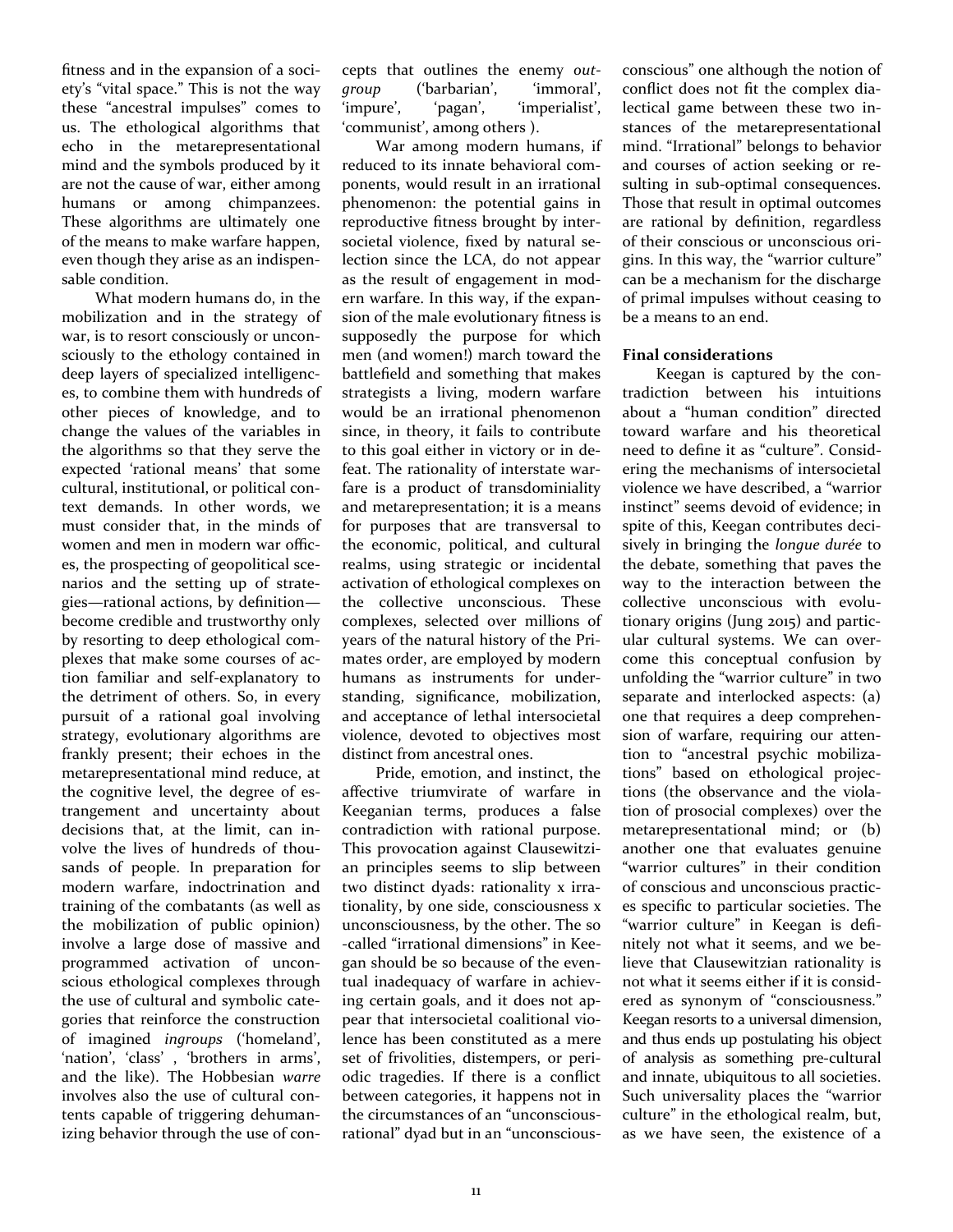fitness and in the expansion of a society's "vital space." This is not the way these "ancestral impulses" comes to us. The ethological algorithms that echo in the metarepresentational mind and the symbols produced by it are not the cause of war, either among humans or among chimpanzees. These algorithms are ultimately one of the means to make warfare happen, even though they arise as an indispensable condition.

What modern humans do, in the mobilization and in the strategy of war, is to resort consciously or unconsciously to the ethology contained in deep layers of specialized intelligences, to combine them with hundreds of other pieces of knowledge, and to change the values of the variables in the algorithms so that they serve the expected 'rational means' that some cultural, institutional, or political context demands. In other words, we must consider that, in the minds of women and men in modern war offices, the prospecting of geopolitical scenarios and the setting up of strategies—rational actions, by definition—become credible and trustworthy only by resorting to deep ethological complexes that make some courses of action familiar and self-explanatory to the detriment of others. So, in every pursuit of a rational goal involving strategy, evolutionary algorithms are frankly present; their echoes in the metarepresentational mind reduce, at the cognitive level, the degree of estrangement and uncertainty about decisions that, at the limit, can involve the lives of hundreds of thousands of people. In preparation for modern warfare, indoctrination and training of the combatants (as well as the mobilization of public opinion) involve a large dose of massive and programmed activation of unconscious ethological complexes through the use of cultural and symbolic categories that reinforce the construction of imagined *ingroups* ('homeland', 'nation', 'class' , 'brothers in arms', and the like). The Hobbesian *warre* involves also the use of cultural contents capable of triggering dehumanizing behavior through the use of concepts that outlines the enemy *outgroup* ('barbarian', 'immoral', 'impure', 'pagan', 'imperialist', 'communist', among others ).

War among modern humans, if reduced to its innate behavioral components, would result in an irrational phenomenon: the potential gains in reproductive fitness brought by intersocietal violence, fixed by natural selection since the LCA, do not appear as the result of engagement in modern warfare. In this way, if the expansion of the male evolutionary fitness is supposedly the purpose for which men (and women!) march toward the battlefield and something that makes strategists a living, modern warfare would be an irrational phenomenon since, in theory, it fails to contribute to this goal either in victory or in defeat. The rationality of interstate warfare is a product of transdominiality and metarepresentation; it is a means for purposes that are transversal to the economic, political, and cultural realms, using strategic or incidental activation of ethological complexes on the collective unconscious. These complexes, selected over millions of years of the natural history of the Primates order, are employed by modern humans as instruments for understanding, significance, mobilization, and acceptance of lethal intersocietal violence, devoted to objectives most distinct from ancestral ones.

Pride, emotion, and instinct, the affective triumvirate of warfare in Keeganian terms, produces a false contradiction with rational purpose. This provocation against Clausewitzian principles seems to slip between two distinct dyads: rationality x irrationality, by one side, consciousness x unconsciousness, by the other. The so-called "irrational dimensions" in Keegan should be so because of the eventual inadequacy of warfare in achieving certain goals, and it does not appear that intersocietal coalitional violence has been constituted as a mere set of frivolities, distempers, or periodic tragedies. If there is a conflict between categories, it happens not in the circumstances of an "unconscious-rational" dyad but in an "unconscious-conscious" one although the notion of conflict does not fit the complex dialectical game between these two instances of the metarepresentational mind. "Irrational" belongs to behavior and courses of action seeking or resulting in sub-optimal consequences. Those that result in optimal outcomes are rational by definition, regardless of their conscious or unconscious origins. In this way, the "warrior culture" can be a mechanism for the discharge of primal impulses without ceasing to be a means to an end.

**Final considerations**

Keegan is captured by the contradiction between his intuitions about a "human condition" directed toward warfare and his theoretical need to define it as "culture". Considering the mechanisms of intersocietal violence we have described, a "warrior instinct" seems devoid of evidence; in spite of this, Keegan contributes decisively in bringing the *longue durée* to the debate, something that paves the way to the interaction between the collective unconscious with evolutionary origins (Jung 2015) and particular cultural systems. We can overcome this conceptual confusion by unfolding the "warrior culture" in two separate and interlocked aspects: (a) one that requires a deep comprehension of warfare, requiring our attention to "ancestral psychic mobilizations" based on ethological projections (the observance and the violation of prosocial complexes) over the metarepresentational mind; or (b) another one that evaluates genuine "warrior cultures" in their condition of conscious and unconscious practices specific to particular societies. The "warrior culture" in Keegan is definitely not what it seems, and we believe that Clausewitzian rationality is not what it seems either if it is considered as synonym of "consciousness." Keegan resorts to a universal dimension, and thus ends up postulating his object of analysis as something pre-cultural and innate, ubiquitous to all societies. Such universality places the "warrior culture" in the ethological realm, but, as we have seen, the existence of a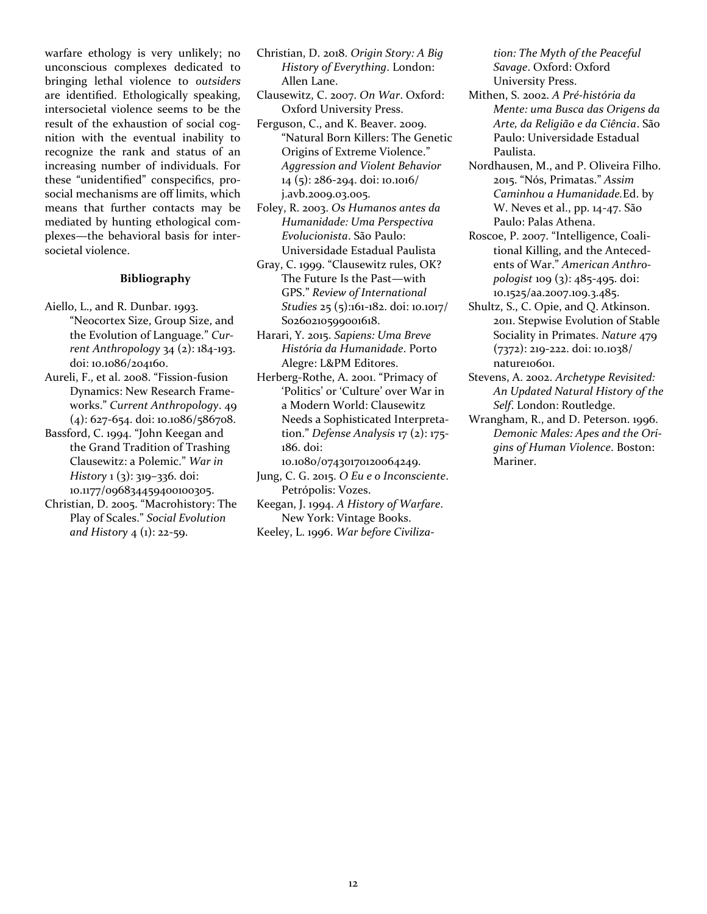warfare ethology is very unlikely; no unconscious complexes dedicated to bringing lethal violence to *outsiders* are identified. Ethologically speaking, intersocietal violence seems to be the result of the exhaustion of social cognition with the eventual inability to recognize the rank and status of an increasing number of individuals. For these "unidentified" conspecifics, prosocial mechanisms are off limits, which means that further contacts may be mediated by hunting ethological complexes—the behavioral basis for intersocietal violence.

## Bibliography

Aiello, L., and R. Dunbar. 1993. "Neocortex Size, Group Size, and the Evolution of Language." *Current Anthropology* 34 (2): 184-193. doi: 10.1086/204160.

Aureli, F., et al. 2008. "Fission-fusion Dynamics: New Research Frameworks." *Current Anthropology*. 49 (4): 627-654. doi: 10.1086/586708.

Bassford, C. 1994. "John Keegan and the Grand Tradition of Trashing Clausewitz: a Polemic." *War in History* 1 (3): 319–336. doi: 10.1177/096834459400100305.

Christian, D. 2005. "Macrohistory: The Play of Scales." *Social Evolution and History* 4 (1): 22-59.

Christian, D. 2018. *Origin Story: A Big History of Everything*. London: Allen Lane.

Clausewitz, C. 2007. *On War*. Oxford: Oxford University Press.

Ferguson, C., and K. Beaver. 2009. "Natural Born Killers: The Genetic Origins of Extreme Violence." *Aggression and Violent Behavior* 14 (5): 286-294. doi: 10.1016/j.avb.2009.03.005.

Foley, R. 2003. *Os Humanos antes da Humanidade: Uma Perspectiva Evolucionista*. São Paulo: Universidade Estadual Paulista

Gray, C. 1999. "Clausewitz rules, OK? The Future Is the Past—with GPS." *Review of International Studies* 25 (5):161-182. doi: 10.1017/S0260210599001618.

Harari, Y. 2015. *Sapiens: Uma Breve História da Humanidade*. Porto Alegre: L&PM Editores.

Herberg-Rothe, A. 2001. "Primacy of 'Politics' or 'Culture' over War in a Modern World: Clausewitz Needs a Sophisticated Interpretation." *Defense Analysis* 17 (2): 175-186. doi: 10.1080/07430170120064249.

Jung, C. G. 2015. *O Eu e o Inconsciente*. Petrópolis: Vozes.

Keegan, J. 1994. *A History of Warfare*. New York: Vintage Books.

Keeley, L. 1996. *War before Civilization: The Myth of the Peaceful Savage*. Oxford: Oxford University Press.

Mithen, S. 2002. *A Pré-história da Mente: uma Busca das Origens da Arte, da Religião e da Ciência*. São Paulo: Universidade Estadual Paulista.

Nordhausen, M., and P. Oliveira Filho. 2015. "Nós, Primatas." *Assim Caminhou a Humanidade.*Ed. by W. Neves et al., pp. 14-47. São Paulo: Palas Athena.

Roscoe, P. 2007. "Intelligence, Coalitional Killing, and the Antecedents of War." *American Anthropologist* 109 (3): 485-495. doi: 10.1525/aa.2007.109.3.485.

Shultz, S., C. Opie, and Q. Atkinson. 2011. Stepwise Evolution of Stable Sociality in Primates. *Nature* 479 (7372): 219-222. doi: 10.1038/nature10601.

Stevens, A. 2002. *Archetype Revisited: An Updated Natural History of the Self*. London: Routledge.

Wrangham, R., and D. Peterson. 1996. *Demonic Males: Apes and the Origins of Human Violence*. Boston: Mariner.